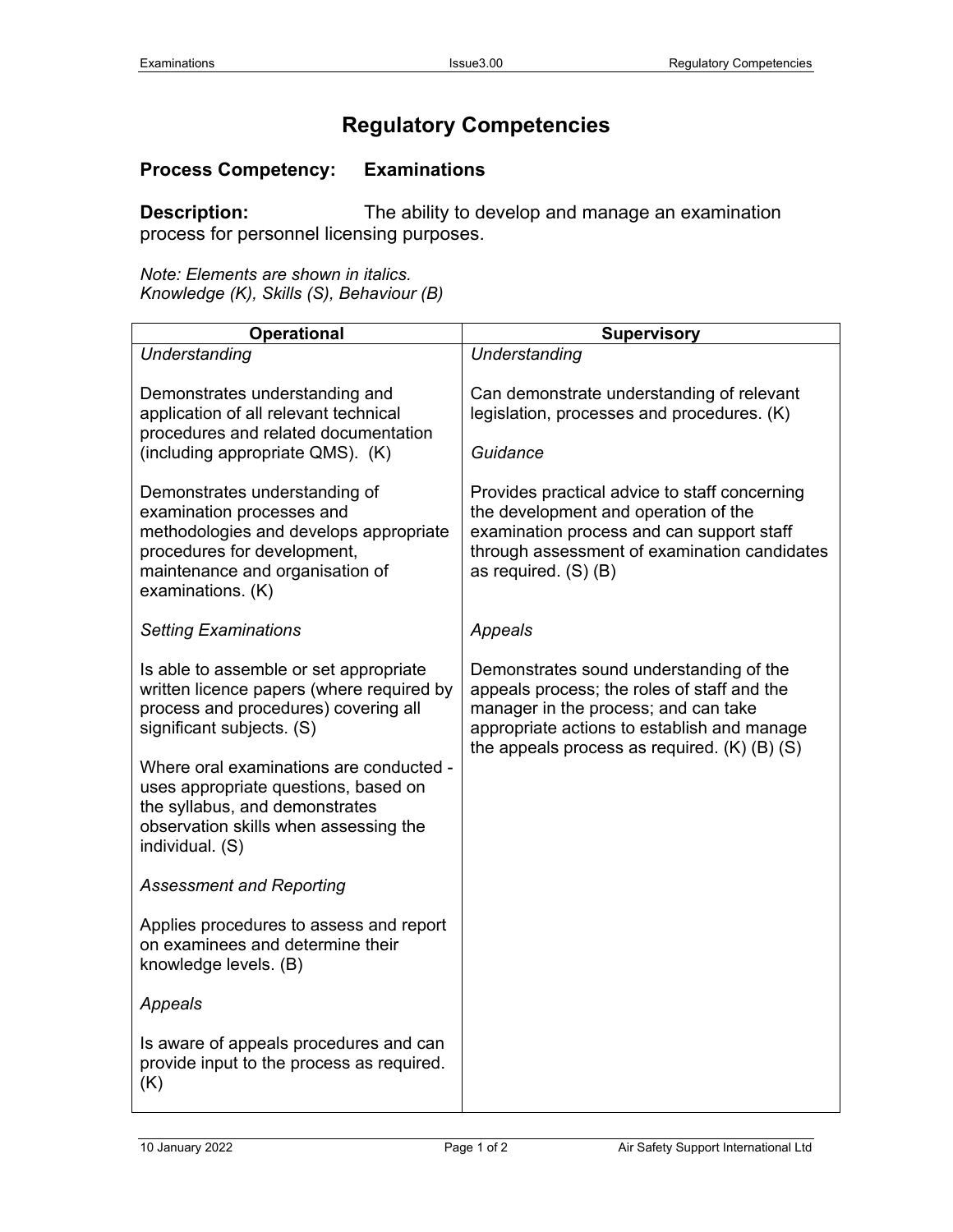# Regulatory Competencies

## Process Competency: Examinations

**Description:** The ability to develop and manage an examination process for personnel licensing purposes.

*Note: Elements are shown in italics.*
*Knowledge (K), Skills (S), Behaviour (B)*

| Operational | Supervisory |
|---|---|
| *Understanding*<br><br>Demonstrates understanding and application of all relevant technical procedures and related documentation (including appropriate QMS). (K)<br><br>Demonstrates understanding of examination processes and methodologies and develops appropriate procedures for development, maintenance and organisation of examinations. (K)<br><br>*Setting Examinations*<br><br>Is able to assemble or set appropriate written licence papers (where required by process and procedures) covering all significant subjects. (S)<br><br>Where oral examinations are conducted - uses appropriate questions, based on the syllabus, and demonstrates observation skills when assessing the individual. (S)<br><br>*Assessment and Reporting*<br><br>Applies procedures to assess and report on examinees and determine their knowledge levels. (B)<br><br>*Appeals*<br><br>Is aware of appeals procedures and can provide input to the process as required. (K) | *Understanding*<br><br>Can demonstrate understanding of relevant legislation, processes and procedures. (K)<br><br>*Guidance*<br><br>Provides practical advice to staff concerning the development and operation of the examination process and can support staff through assessment of examination candidates as required. (S) (B)<br><br>*Appeals*<br><br>Demonstrates sound understanding of the appeals process; the roles of staff and the manager in the process; and can take appropriate actions to establish and manage the appeals process as required. (K) (B) (S) |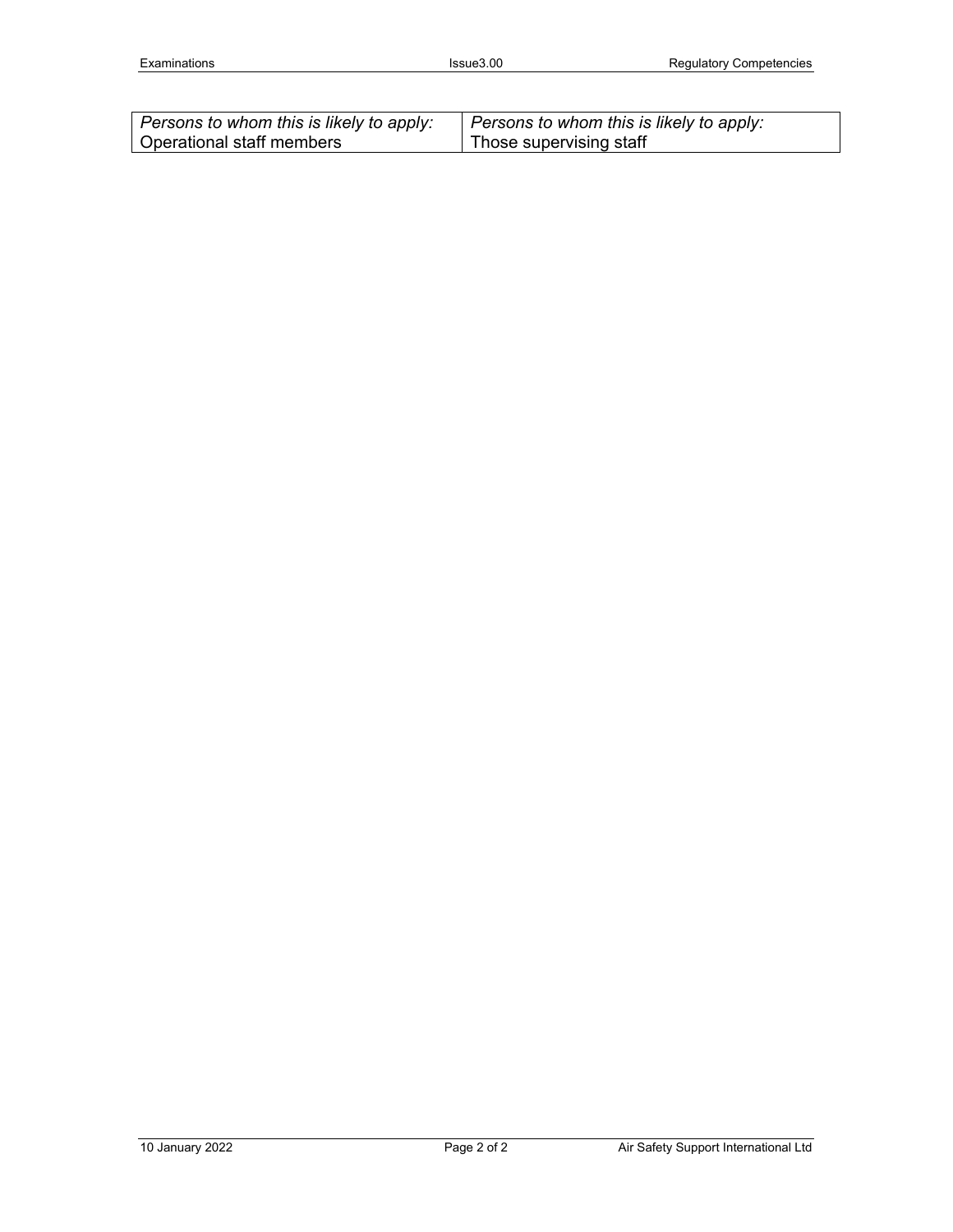| | |
|---|---|
| *Persons to whom this is likely to apply:*<br>Operational staff members | *Persons to whom this is likely to apply:*<br>Those supervising staff |